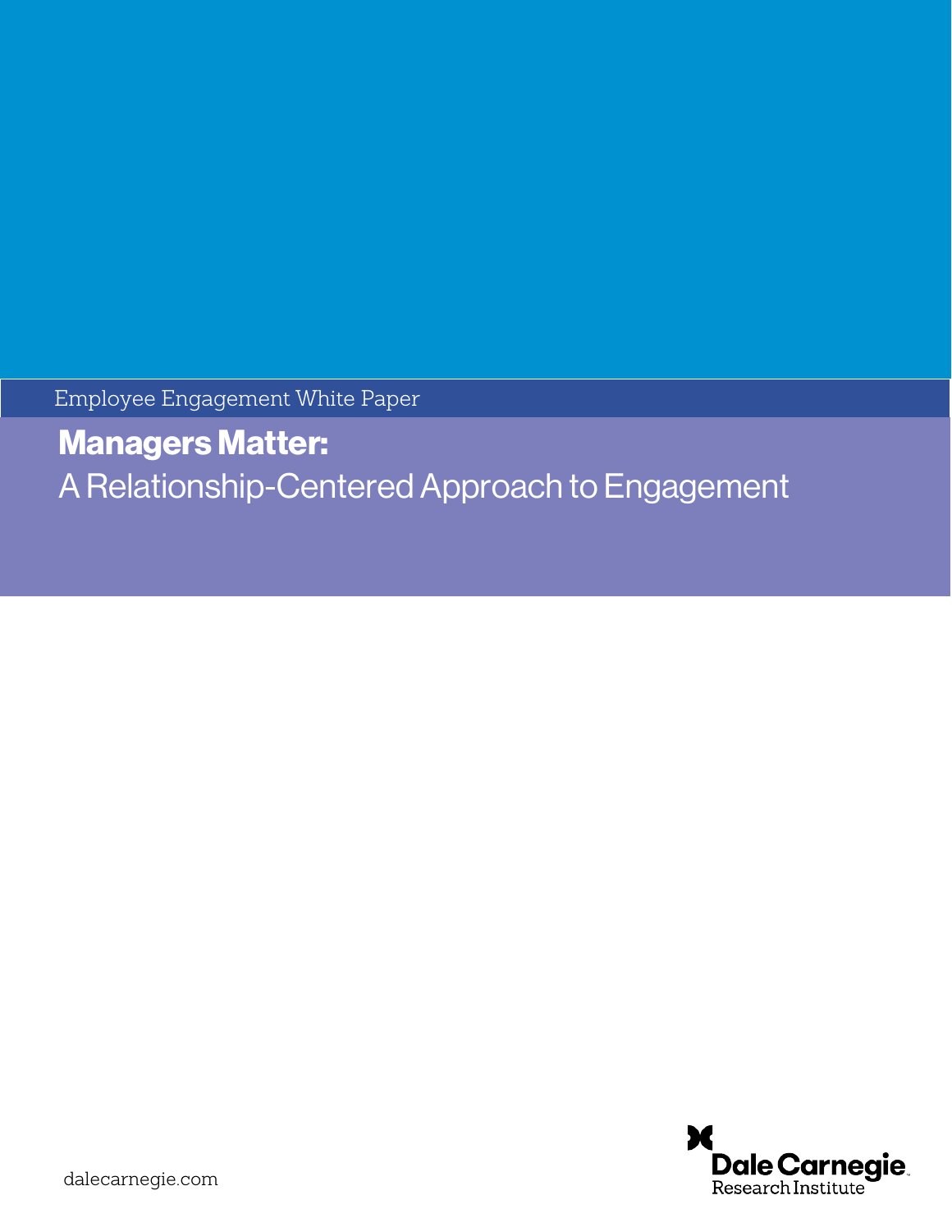Employee Engagement White Paper

# Managers Matter:

## A Relationship-Centered Approach to Engagement

dalecarnegie.com

Dale Carnegie
Research Institute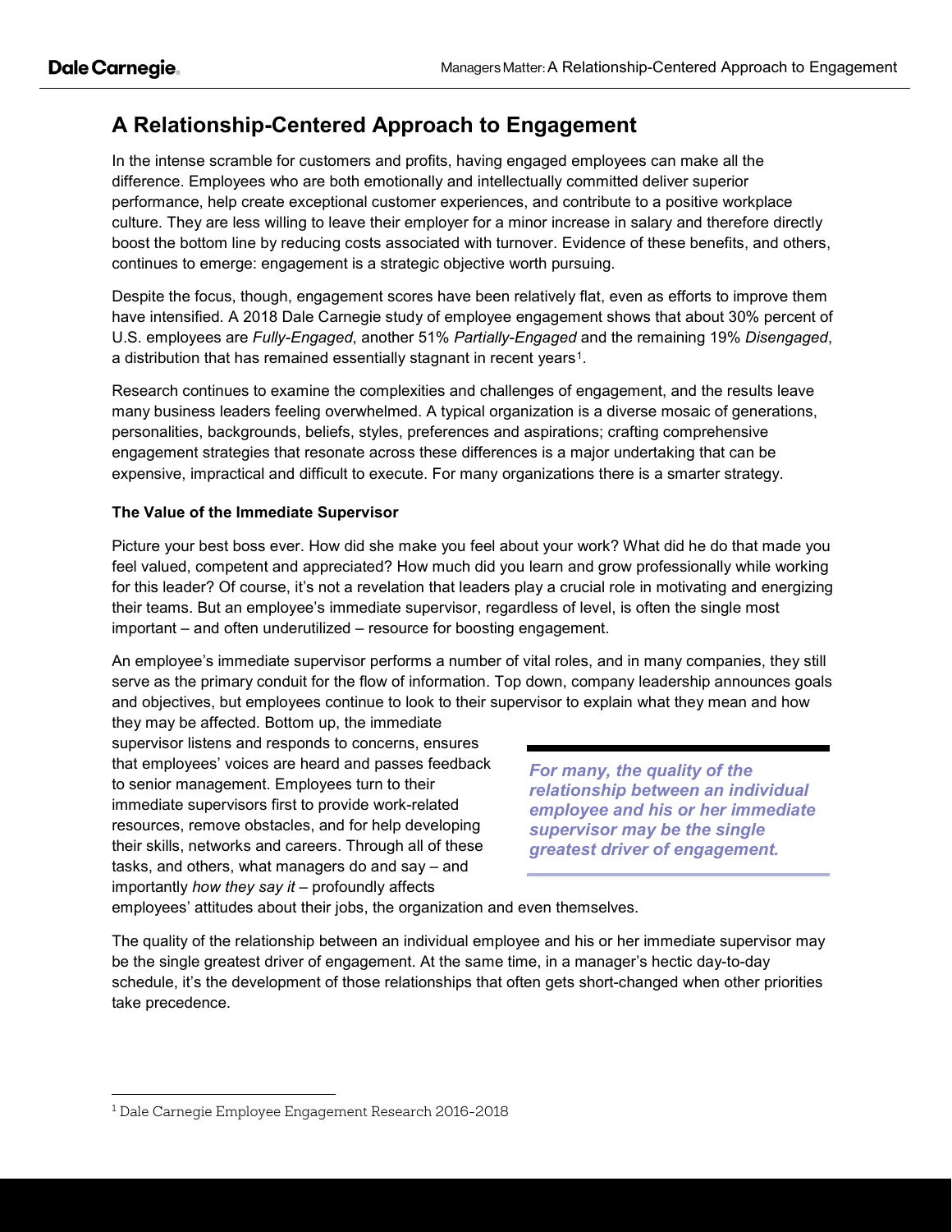## A Relationship-Centered Approach to Engagement

In the intense scramble for customers and profits, having engaged employees can make all the difference. Employees who are both emotionally and intellectually committed deliver superior performance, help create exceptional customer experiences, and contribute to a positive workplace culture. They are less willing to leave their employer for a minor increase in salary and therefore directly boost the bottom line by reducing costs associated with turnover. Evidence of these benefits, and others, continues to emerge: engagement is a strategic objective worth pursuing.

Despite the focus, though, engagement scores have been relatively flat, even as efforts to improve them have intensified. A 2018 Dale Carnegie study of employee engagement shows that about 30% percent of U.S. employees are *Fully-Engaged*, another 51% *Partially-Engaged* and the remaining 19% *Disengaged*, a distribution that has remained essentially stagnant in recent years[1].

Research continues to examine the complexities and challenges of engagement, and the results leave many business leaders feeling overwhelmed. A typical organization is a diverse mosaic of generations, personalities, backgrounds, beliefs, styles, preferences and aspirations; crafting comprehensive engagement strategies that resonate across these differences is a major undertaking that can be expensive, impractical and difficult to execute. For many organizations there is a smarter strategy.

**The Value of the Immediate Supervisor**

Picture your best boss ever. How did she make you feel about your work? What did he do that made you feel valued, competent and appreciated? How much did you learn and grow professionally while working for this leader? Of course, it's not a revelation that leaders play a crucial role in motivating and energizing their teams. But an employee's immediate supervisor, regardless of level, is often the single most important – and often underutilized – resource for boosting engagement.

An employee's immediate supervisor performs a number of vital roles, and in many companies, they still serve as the primary conduit for the flow of information. Top down, company leadership announces goals and objectives, but employees continue to look to their supervisor to explain what they mean and how they may be affected. Bottom up, the immediate supervisor listens and responds to concerns, ensures that employees' voices are heard and passes feedback to senior management. Employees turn to their immediate supervisors first to provide work-related resources, remove obstacles, and for help developing their skills, networks and careers. Through all of these tasks, and others, what managers do and say – and importantly *how they say it* – profoundly affects employees' attitudes about their jobs, the organization and even themselves.

> ***For many, the quality of the relationship between an individual employee and his or her immediate supervisor may be the single greatest driver of engagement.***

The quality of the relationship between an individual employee and his or her immediate supervisor may be the single greatest driver of engagement. At the same time, in a manager's hectic day-to-day schedule, it's the development of those relationships that often gets short-changed when other priorities take precedence.

---

[1] Dale Carnegie Employee Engagement Research 2016-2018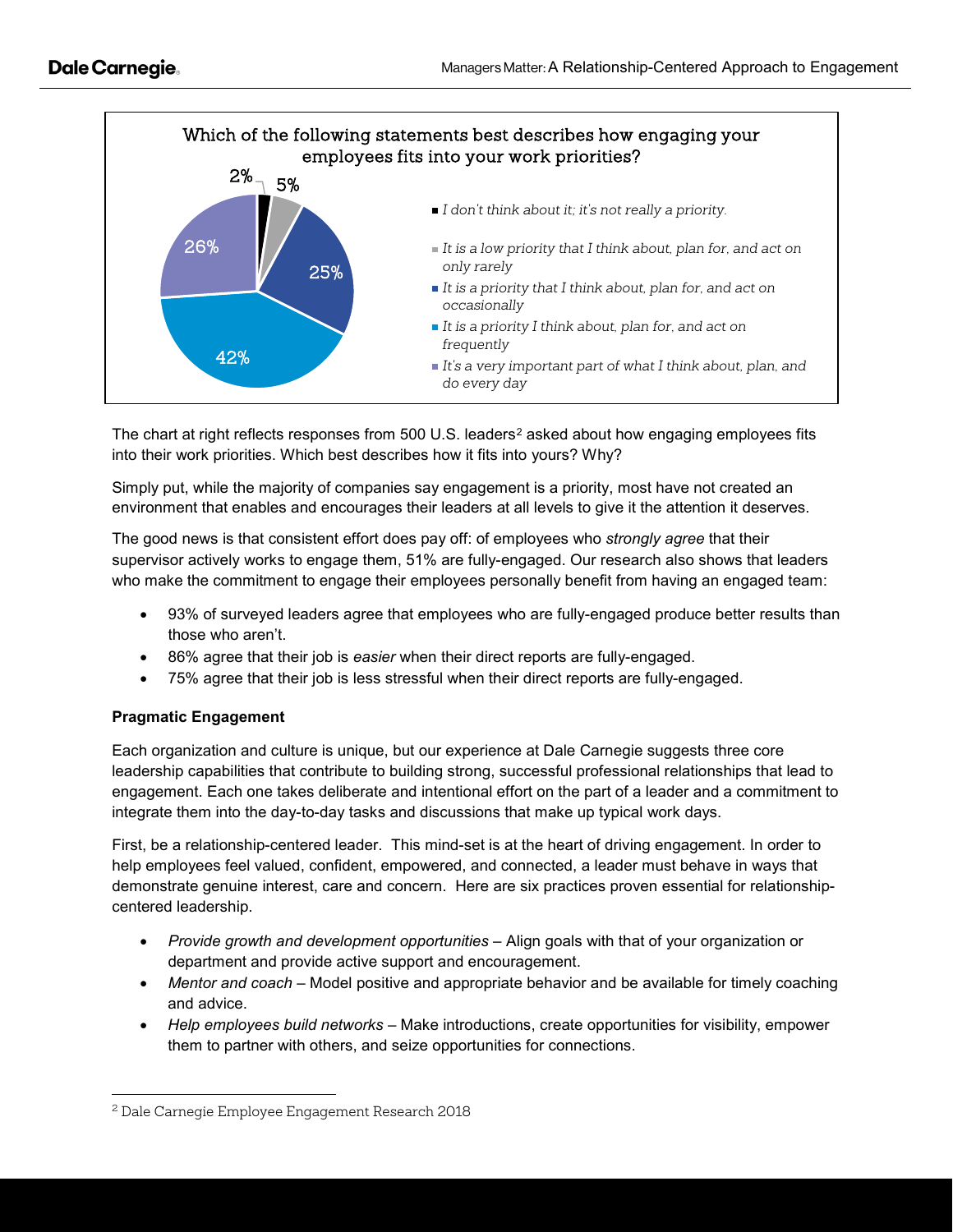**Which of the following statements best describes how engaging your employees fits into your work priorities?**

| Response | % |
|---|---|
| *I don't think about it; it's not really a priority.* | 2% |
| *It is a low priority that I think about, plan for, and act on only rarely* | 5% |
| *It is a priority that I think about, plan for, and act on occasionally* | 25% |
| *It is a priority I think about, plan for, and act on frequently* | 42% |
| *It's a very important part of what I think about, plan, and do every day* | 26% |

The chart at right reflects responses from 500 U.S. leaders[2] asked about how engaging employees fits into their work priorities. Which best describes how it fits into yours? Why?

Simply put, while the majority of companies say engagement is a priority, most have not created an environment that enables and encourages their leaders at all levels to give it the attention it deserves.

The good news is that consistent effort does pay off: of employees who *strongly agree* that their supervisor actively works to engage them, 51% are fully-engaged. Our research also shows that leaders who make the commitment to engage their employees personally benefit from having an engaged team:

- 93% of surveyed leaders agree that employees who are fully-engaged produce better results than those who aren't.
- 86% agree that their job is *easier* when their direct reports are fully-engaged.
- 75% agree that their job is less stressful when their direct reports are fully-engaged.

**Pragmatic Engagement**

Each organization and culture is unique, but our experience at Dale Carnegie suggests three core leadership capabilities that contribute to building strong, successful professional relationships that lead to engagement. Each one takes deliberate and intentional effort on the part of a leader and a commitment to integrate them into the day-to-day tasks and discussions that make up typical work days.

First, be a relationship-centered leader. This mind-set is at the heart of driving engagement. In order to help employees feel valued, confident, empowered, and connected, a leader must behave in ways that demonstrate genuine interest, care and concern. Here are six practices proven essential for relationship-centered leadership.

- *Provide growth and development opportunities* – Align goals with that of your organization or department and provide active support and encouragement.
- *Mentor and coach* – Model positive and appropriate behavior and be available for timely coaching and advice.
- *Help employees build networks* – Make introductions, create opportunities for visibility, empower them to partner with others, and seize opportunities for connections.

[2] Dale Carnegie Employee Engagement Research 2018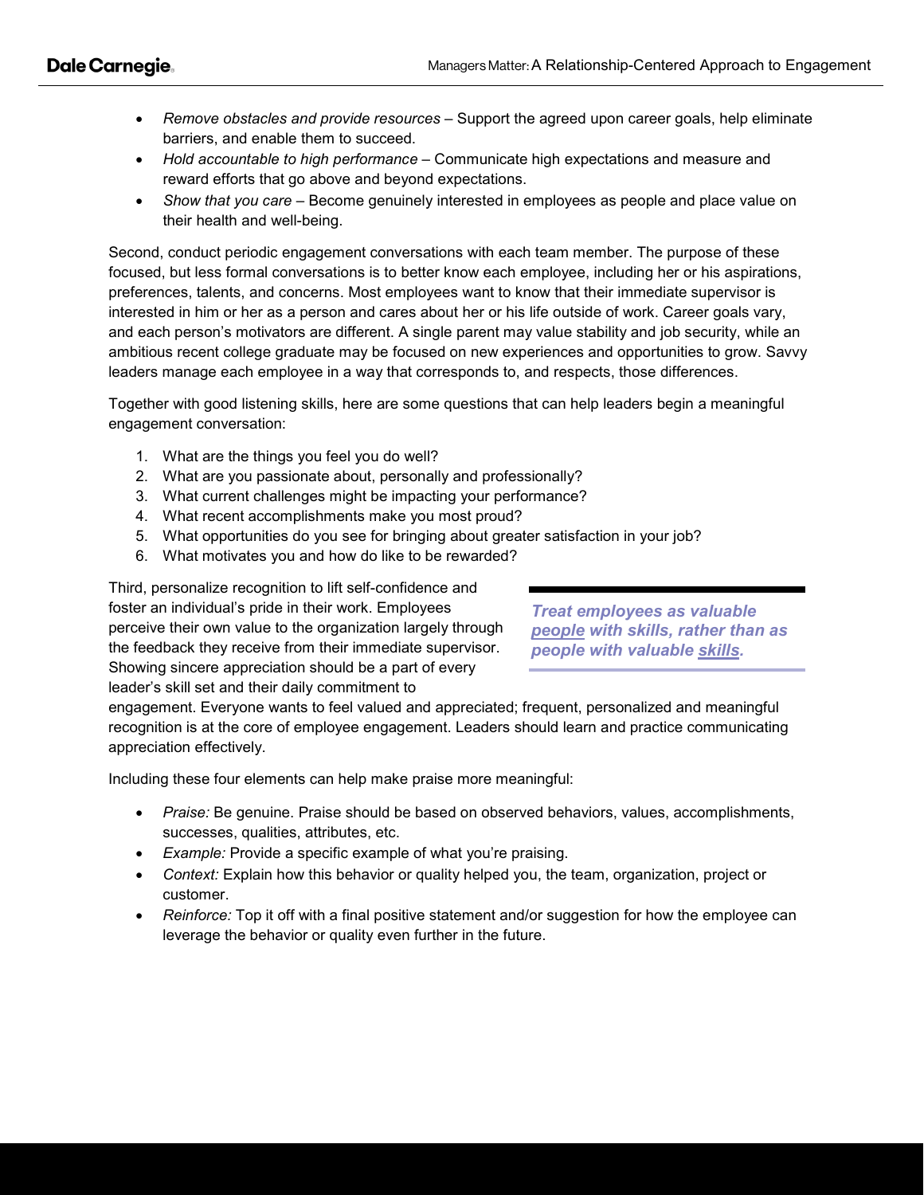- *Remove obstacles and provide resources* – Support the agreed upon career goals, help eliminate barriers, and enable them to succeed.
- *Hold accountable to high performance* – Communicate high expectations and measure and reward efforts that go above and beyond expectations.
- *Show that you care* – Become genuinely interested in employees as people and place value on their health and well-being.

Second, conduct periodic engagement conversations with each team member. The purpose of these focused, but less formal conversations is to better know each employee, including her or his aspirations, preferences, talents, and concerns. Most employees want to know that their immediate supervisor is interested in him or her as a person and cares about her or his life outside of work. Career goals vary, and each person's motivators are different. A single parent may value stability and job security, while an ambitious recent college graduate may be focused on new experiences and opportunities to grow. Savvy leaders manage each employee in a way that corresponds to, and respects, those differences.

Together with good listening skills, here are some questions that can help leaders begin a meaningful engagement conversation:

1. What are the things you feel you do well?
2. What are you passionate about, personally and professionally?
3. What current challenges might be impacting your performance?
4. What recent accomplishments make you most proud?
5. What opportunities do you see for bringing about greater satisfaction in your job?
6. What motivates you and how do like to be rewarded?

Third, personalize recognition to lift self-confidence and foster an individual's pride in their work. Employees perceive their own value to the organization largely through the feedback they receive from their immediate supervisor. Showing sincere appreciation should be a part of every leader's skill set and their daily commitment to engagement. Everyone wants to feel valued and appreciated; frequent, personalized and meaningful recognition is at the core of employee engagement. Leaders should learn and practice communicating appreciation effectively.

> ***Treat employees as valuable <u>people</u> with skills, rather than as people with valuable <u>skills</u>.***

Including these four elements can help make praise more meaningful:

- *Praise:* Be genuine. Praise should be based on observed behaviors, values, accomplishments, successes, qualities, attributes, etc.
- *Example:* Provide a specific example of what you're praising.
- *Context:* Explain how this behavior or quality helped you, the team, organization, project or customer.
- *Reinforce:* Top it off with a final positive statement and/or suggestion for how the employee can leverage the behavior or quality even further in the future.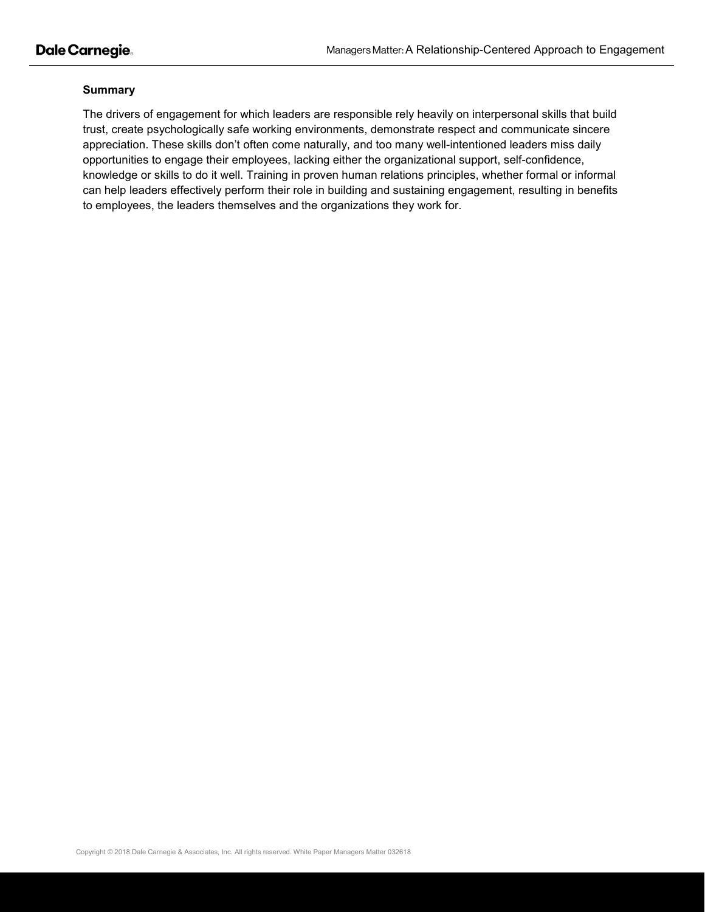## Summary

The drivers of engagement for which leaders are responsible rely heavily on interpersonal skills that build trust, create psychologically safe working environments, demonstrate respect and communicate sincere appreciation. These skills don't often come naturally, and too many well-intentioned leaders miss daily opportunities to engage their employees, lacking either the organizational support, self-confidence, knowledge or skills to do it well. Training in proven human relations principles, whether formal or informal can help leaders effectively perform their role in building and sustaining engagement, resulting in benefits to employees, the leaders themselves and the organizations they work for.